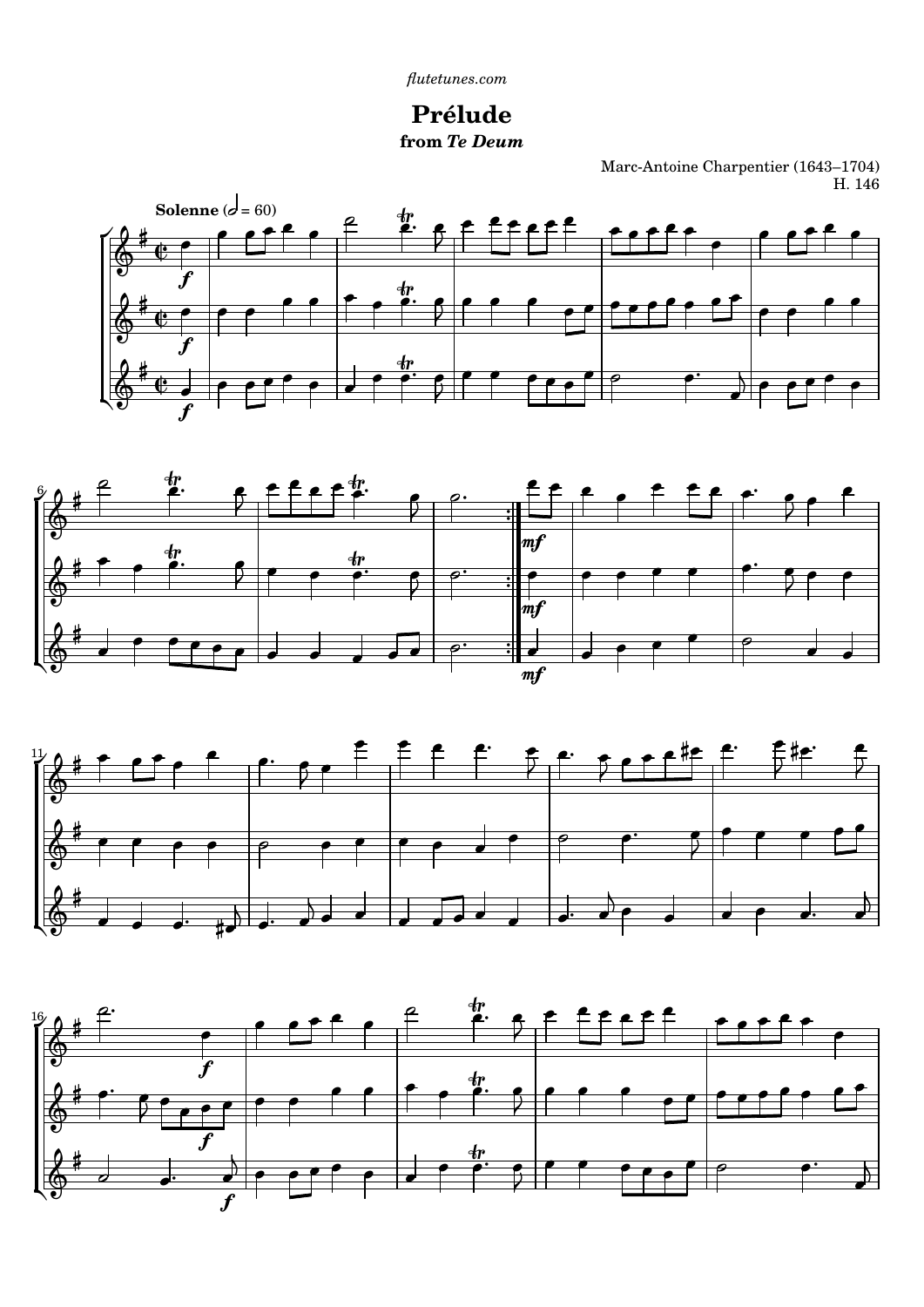flutetunes.com

# Prélude

## from *Te Deum*

Marc-Antoine Charpentier (1643–1704)
H. 146

**Solenne** (𝅗𝅥 = 60)